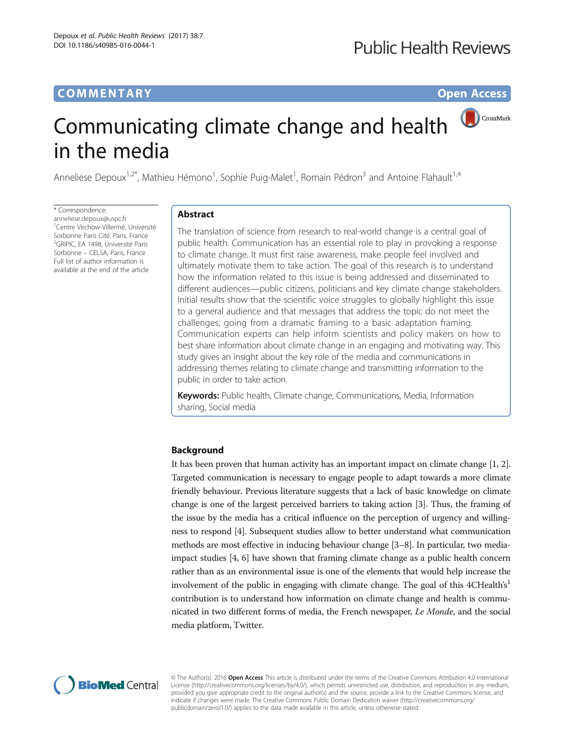COMMENTARY

Open Access

# Communicating climate change and health in the media

Anneliese Depoux[1,2*], Mathieu Hémono[1], Sophie Puig-Malet[1], Romain Pédron[3] and Antoine Flahault[1,4]

\* Correspondence: anneliese.depoux@uspc.fr
[1]Centre Virchow-Villermé, Université Sorbonne Paris Cité, Paris, France
[2]GRIPIC, EA 1498, Université Paris Sorbonne – CELSA, Paris, France
Full list of author information is available at the end of the article

## Abstract

The translation of science from research to real-world change is a central goal of public health. Communication has an essential role to play in provoking a response to climate change. It must first raise awareness, make people feel involved and ultimately motivate them to take action. The goal of this research is to understand how the information related to this issue is being addressed and disseminated to different audiences—public citizens, politicians and key climate change stakeholders. Initial results show that the scientific voice struggles to globally highlight this issue to a general audience and that messages that address the topic do not meet the challenges, going from a dramatic framing to a basic adaptation framing. Communication experts can help inform scientists and policy makers on how to best share information about climate change in an engaging and motivating way. This study gives an insight about the key role of the media and communications in addressing themes relating to climate change and transmitting information to the public in order to take action.

**Keywords:** Public health, Climate change, Communications, Media, Information sharing, Social media

## Background

It has been proven that human activity has an important impact on climate change [1, 2]. Targeted communication is necessary to engage people to adapt towards a more climate friendly behaviour. Previous literature suggests that a lack of basic knowledge on climate change is one of the largest perceived barriers to taking action [3]. Thus, the framing of the issue by the media has a critical influence on the perception of urgency and willingness to respond [4]. Subsequent studies allow to better understand what communication methods are most effective in inducing behaviour change [3–8]. In particular, two media-impact studies [4, 6] have shown that framing climate change as a public health concern rather than as an environmental issue is one of the elements that would help increase the involvement of the public in engaging with climate change. The goal of this 4CHealth's[1] contribution is to understand how information on climate change and health is communicated in two different forms of media, the French newspaper, *Le Monde*, and the social media platform, Twitter.

© The Author(s). 2016 **Open Access** This article is distributed under the terms of the Creative Commons Attribution 4.0 International License (http://creativecommons.org/licenses/by/4.0/), which permits unrestricted use, distribution, and reproduction in any medium, provided you give appropriate credit to the original author(s) and the source, provide a link to the Creative Commons license, and indicate if changes were made. The Creative Commons Public Domain Dedication waiver (http://creativecommons.org/publicdomain/zero/1.0/) applies to the data made available in this article, unless otherwise stated.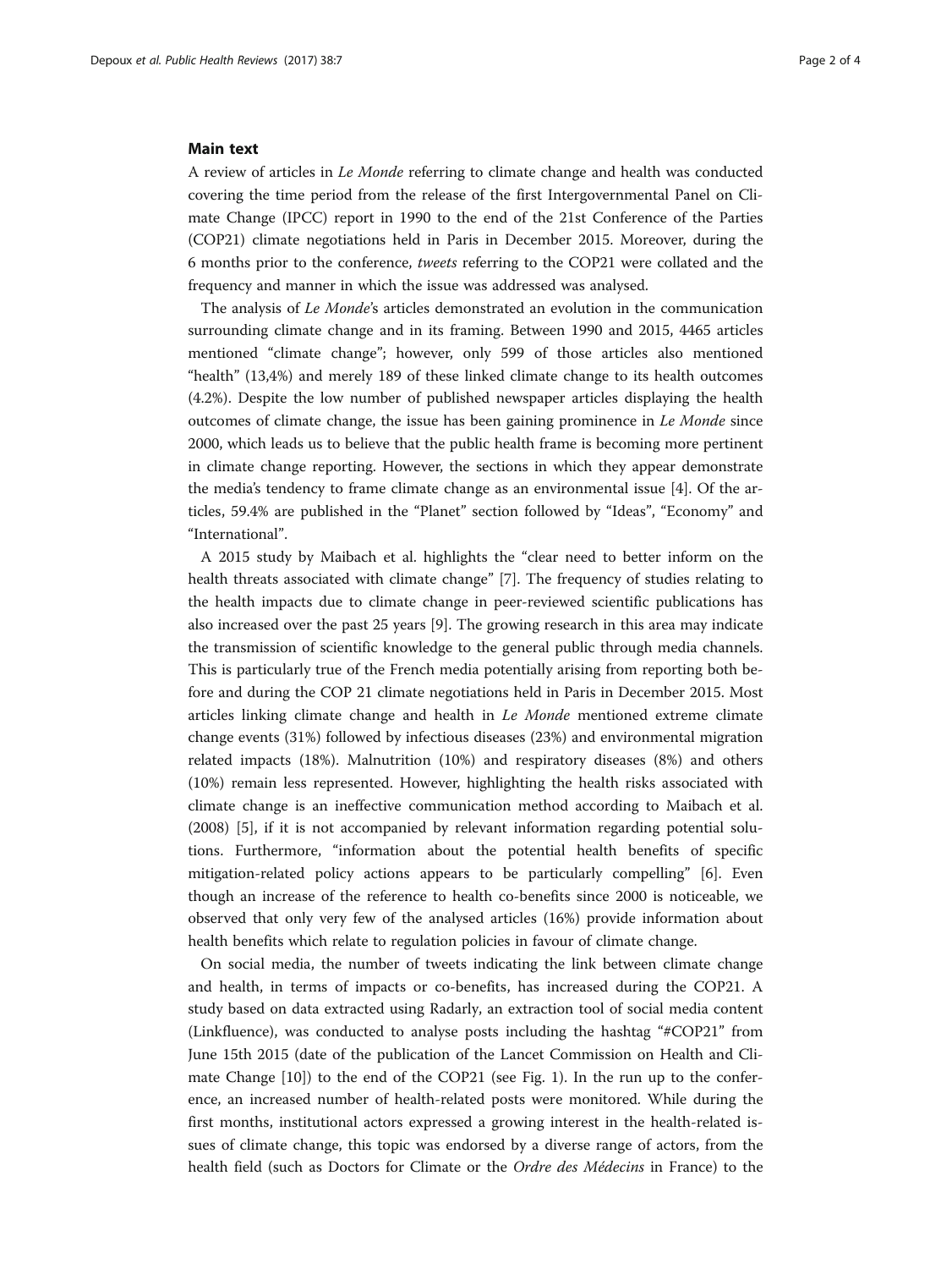## Main text

A review of articles in *Le Monde* referring to climate change and health was conducted covering the time period from the release of the first Intergovernmental Panel on Climate Change (IPCC) report in 1990 to the end of the 21st Conference of the Parties (COP21) climate negotiations held in Paris in December 2015. Moreover, during the 6 months prior to the conference, *tweets* referring to the COP21 were collated and the frequency and manner in which the issue was addressed was analysed.

The analysis of *Le Monde*'s articles demonstrated an evolution in the communication surrounding climate change and in its framing. Between 1990 and 2015, 4465 articles mentioned "climate change"; however, only 599 of those articles also mentioned "health" (13,4%) and merely 189 of these linked climate change to its health outcomes (4.2%). Despite the low number of published newspaper articles displaying the health outcomes of climate change, the issue has been gaining prominence in *Le Monde* since 2000, which leads us to believe that the public health frame is becoming more pertinent in climate change reporting. However, the sections in which they appear demonstrate the media's tendency to frame climate change as an environmental issue [4]. Of the articles, 59.4% are published in the "Planet" section followed by "Ideas", "Economy" and "International".

A 2015 study by Maibach et al. highlights the "clear need to better inform on the health threats associated with climate change" [7]. The frequency of studies relating to the health impacts due to climate change in peer-reviewed scientific publications has also increased over the past 25 years [9]. The growing research in this area may indicate the transmission of scientific knowledge to the general public through media channels. This is particularly true of the French media potentially arising from reporting both before and during the COP 21 climate negotiations held in Paris in December 2015. Most articles linking climate change and health in *Le Monde* mentioned extreme climate change events (31%) followed by infectious diseases (23%) and environmental migration related impacts (18%). Malnutrition (10%) and respiratory diseases (8%) and others (10%) remain less represented. However, highlighting the health risks associated with climate change is an ineffective communication method according to Maibach et al. (2008) [5], if it is not accompanied by relevant information regarding potential solutions. Furthermore, "information about the potential health benefits of specific mitigation-related policy actions appears to be particularly compelling" [6]. Even though an increase of the reference to health co-benefits since 2000 is noticeable, we observed that only very few of the analysed articles (16%) provide information about health benefits which relate to regulation policies in favour of climate change.

On social media, the number of tweets indicating the link between climate change and health, in terms of impacts or co-benefits, has increased during the COP21. A study based on data extracted using Radarly, an extraction tool of social media content (Linkfluence), was conducted to analyse posts including the hashtag "#COP21" from June 15th 2015 (date of the publication of the Lancet Commission on Health and Climate Change [10]) to the end of the COP21 (see Fig. 1). In the run up to the conference, an increased number of health-related posts were monitored. While during the first months, institutional actors expressed a growing interest in the health-related issues of climate change, this topic was endorsed by a diverse range of actors, from the health field (such as Doctors for Climate or the *Ordre des Médecins* in France) to the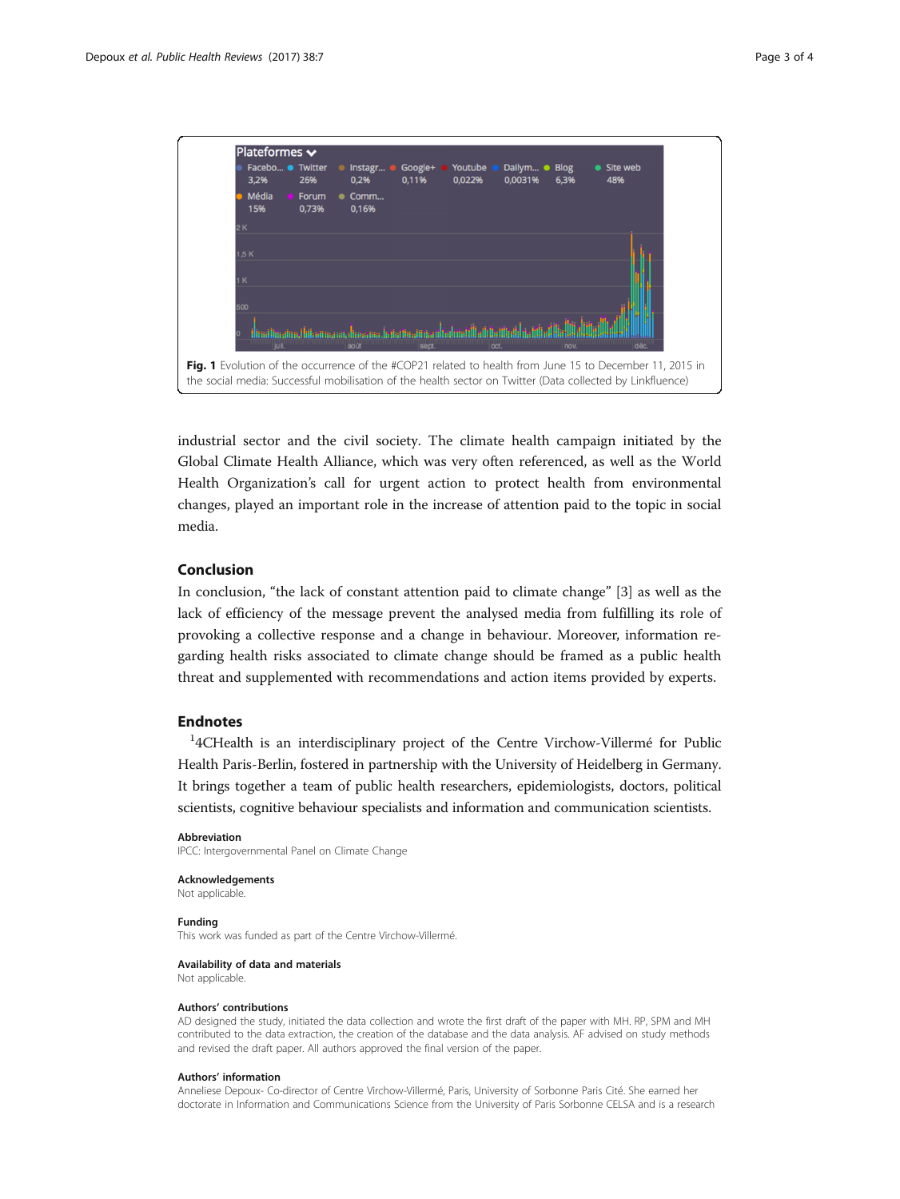Fig. 1 Evolution of the occurrence of the #COP21 related to health from June 15 to December 11, 2015 in the social media: Successful mobilisation of the health sector on Twitter (Data collected by Linkfluence)

industrial sector and the civil society. The climate health campaign initiated by the Global Climate Health Alliance, which was very often referenced, as well as the World Health Organization's call for urgent action to protect health from environmental changes, played an important role in the increase of attention paid to the topic in social media.

## Conclusion

In conclusion, "the lack of constant attention paid to climate change" [3] as well as the lack of efficiency of the message prevent the analysed media from fulfilling its role of provoking a collective response and a change in behaviour. Moreover, information regarding health risks associated to climate change should be framed as a public health threat and supplemented with recommendations and action items provided by experts.

## Endnotes

[1]4CHealth is an interdisciplinary project of the Centre Virchow-Villermé for Public Health Paris-Berlin, fostered in partnership with the University of Heidelberg in Germany. It brings together a team of public health researchers, epidemiologists, doctors, political scientists, cognitive behaviour specialists and information and communication scientists.

### Abbreviation

IPCC: Intergovernmental Panel on Climate Change

### Acknowledgements

Not applicable.

### Funding

This work was funded as part of the Centre Virchow-Villermé.

### Availability of data and materials

Not applicable.

### Authors' contributions

AD designed the study, initiated the data collection and wrote the first draft of the paper with MH. RP, SPM and MH contributed to the data extraction, the creation of the database and the data analysis. AF advised on study methods and revised the draft paper. All authors approved the final version of the paper.

### Authors' information

Anneliese Depoux- Co-director of Centre Virchow-Villermé, Paris, University of Sorbonne Paris Cité. She earned her doctorate in Information and Communications Science from the University of Paris Sorbonne CELSA and is a research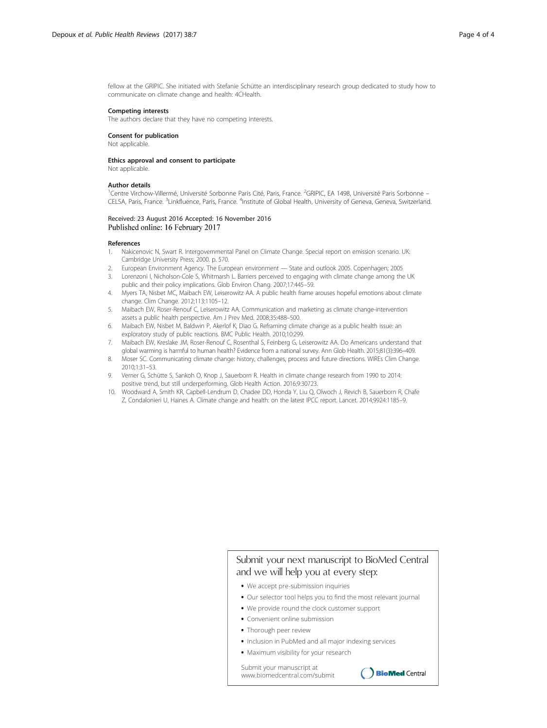fellow at the GRIPIC. She initiated with Stefanie Schütte an interdisciplinary research group dedicated to study how to communicate on climate change and health: 4CHealth.

### Competing interests

The authors declare that they have no competing interests.

### Consent for publication

Not applicable.

### Ethics approval and consent to participate

Not applicable.

### Author details

[1]Centre Virchow-Villermé, Université Sorbonne Paris Cité, Paris, France. [2]GRIPIC, EA 1498, Université Paris Sorbonne – CELSA, Paris, France. [3]Linkfluence, Paris, France. [4]Institute of Global Health, University of Geneva, Geneva, Switzerland.

Received: 23 August 2016 Accepted: 16 November 2016
Published online: 16 February 2017

### References

1. Nakicenovic N, Swart R. Intergovernmental Panel on Climate Change. Special report on emission scenario. UK: Cambridge University Press; 2000. p. 570.
2. European Environment Agency. The European environment — State and outlook 2005. Copenhagen; 2005
3. Lorenzoni I, Nicholson-Cole S, Whitmarsh L. Barriers perceived to engaging with climate change among the UK public and their policy implications. Glob Environ Chang. 2007;17:445–59.
4. Myers TA, Nisbet MC, Maibach EW, Leiserowitz AA. A public health frame arouses hopeful emotions about climate change. Clim Change. 2012;113:1105–12.
5. Maibach EW, Roser-Renouf C, Leiserowitz AA. Communication and marketing as climate change-intervention assets a public health perspective. Am J Prev Med. 2008;35:488–500.
6. Maibach EW, Nisbet M, Baldwin P, Akerlof K, Diao G. Reframing climate change as a public health issue: an exploratory study of public reactions. BMC Public Health. 2010;10:299.
7. Maibach EW, Kreslake JM, Roser-Renouf C, Rosenthal S, Feinberg G, Leiserowitz AA. Do Americans understand that global warming is harmful to human health? Evidence from a national survey. Ann Glob Health. 2015;81(3):396–409.
8. Moser SC. Communicating climate change: history, challenges, process and future directions. WIREs Clim Change. 2010;1:31–53.
9. Verner G, Schütte S, Sankoh O, Knop J, Sauerborn R. Health in climate change research from 1990 to 2014: positive trend, but still underperforming. Glob Health Action. 2016;9:30723.
10. Woodward A, Smith KR, Capbell-Lendrum D, Chadee DD, Honda Y, Liu Q, Olwoch J, Revich B, Sauerborn R, Chafe Z, Condalonieri U, Haines A. Climate change and health: on the latest IPCC report. Lancet. 2014;9924:1185–9.

Submit your next manuscript to BioMed Central and we will help you at every step:

- We accept pre-submission inquiries
- Our selector tool helps you to find the most relevant journal
- We provide round the clock customer support
- Convenient online submission
- Thorough peer review
- Inclusion in PubMed and all major indexing services
- Maximum visibility for your research

Submit your manuscript at
www.biomedcentral.com/submit

BioMed Central